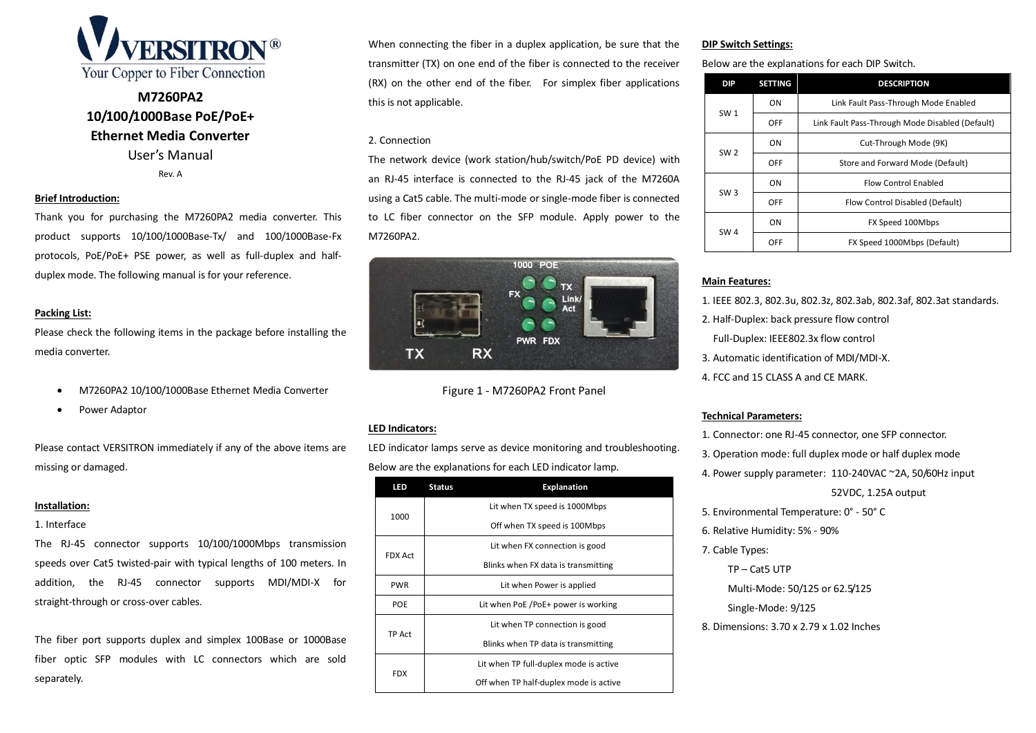# VERSITRON®

Your Copper to Fiber Connection

## M7260PA2
## 10/100/1000Base PoE/PoE+
## Ethernet Media Converter

User's Manual

Rev. A

**Brief Introduction:**

Thank you for purchasing the M7260PA2 media converter. This product supports 10/100/1000Base-Tx/ and 100/1000Base-Fx protocols, PoE/PoE+ PSE power, as well as full-duplex and half-duplex mode. The following manual is for your reference.

**Packing List:**

Please check the following items in the package before installing the media converter.

- M7260PA2 10/100/1000Base Ethernet Media Converter
- Power Adaptor

Please contact VERSITRON immediately if any of the above items are missing or damaged.

**Installation:**

1. Interface

The RJ-45 connector supports 10/100/1000Mbps transmission speeds over Cat5 twisted-pair with typical lengths of 100 meters. In addition, the RJ-45 connector supports MDI/MDI-X for straight-through or cross-over cables.

The fiber port supports duplex and simplex 100Base or 1000Base fiber optic SFP modules with LC connectors which are sold separately.

When connecting the fiber in a duplex application, be sure that the transmitter (TX) on one end of the fiber is connected to the receiver (RX) on the other end of the fiber. For simplex fiber applications this is not applicable.

2. Connection

The network device (work station/hub/switch/PoE PD device) with an RJ-45 interface is connected to the RJ-45 jack of the M7260A using a Cat5 cable. The multi-mode or single-mode fiber is connected to LC fiber connector on the SFP module. Apply power to the M7260PA2.

Figure 1 - M7260PA2 Front Panel

**LED Indicators:**

LED indicator lamps serve as device monitoring and troubleshooting. Below are the explanations for each LED indicator lamp.

| LED | Status | Explanation |
|---|---|---|
| 1000 | | Lit when TX speed is 1000Mbps |
| | | Off when TX speed is 100Mbps |
| FDX Act | | Lit when FX connection is good |
| | | Blinks when FX data is transmitting |
| PWR | | Lit when Power is applied |
| POE | | Lit when PoE /PoE+ power is working |
| TP Act | | Lit when TP connection is good |
| | | Blinks when TP data is transmitting |
| FDX | | Lit when TP full-duplex mode is active |
| | | Off when TP half-duplex mode is active |

**DIP Switch Settings:**

Below are the explanations for each DIP Switch.

| DIP | SETTING | DESCRIPTION |
|---|---|---|
| SW 1 | ON | Link Fault Pass-Through Mode Enabled |
| | OFF | Link Fault Pass-Through Mode Disabled (Default) |
| SW 2 | ON | Cut-Through Mode (9K) |
| | OFF | Store and Forward Mode (Default) |
| SW 3 | ON | Flow Control Enabled |
| | OFF | Flow Control Disabled (Default) |
| SW 4 | ON | FX Speed 100Mbps |
| | OFF | FX Speed 1000Mbps (Default) |

**Main Features:**

1. IEEE 802.3, 802.3u, 802.3z, 802.3ab, 802.3af, 802.3at standards.
2. Half-Duplex: back pressure flow control
   Full-Duplex: IEEE802.3x flow control
3. Automatic identification of MDI/MDI-X.
4. FCC and 15 CLASS A and CE MARK.

**Technical Parameters:**

1. Connector: one RJ-45 connector, one SFP connector.
3. Operation mode: full duplex mode or half duplex mode
4. Power supply parameter: 110-240VAC ~2A, 50/60Hz input
   52VDC, 1.25A output
5. Environmental Temperature: 0° - 50° C
6. Relative Humidity: 5% - 90%
7. Cable Types:
   TP – Cat5 UTP
   Multi-Mode: 50/125 or 62.5/125
   Single-Mode: 9/125
8. Dimensions: 3.70 x 2.79 x 1.02 Inches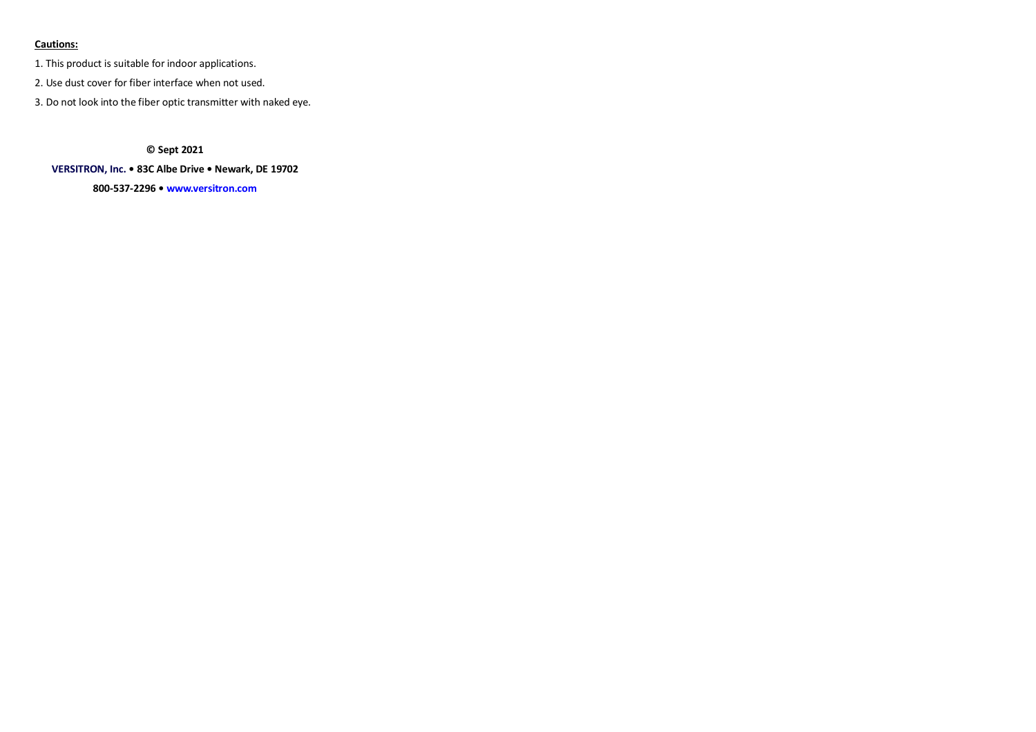**Cautions:**

1. This product is suitable for indoor applications.
2. Use dust cover for fiber interface when not used.
3. Do not look into the fiber optic transmitter with naked eye.

**© Sept 2021**

**VERSITRON, Inc. • 83C Albe Drive • Newark, DE 19702**

**800-537-2296 • www.versitron.com**